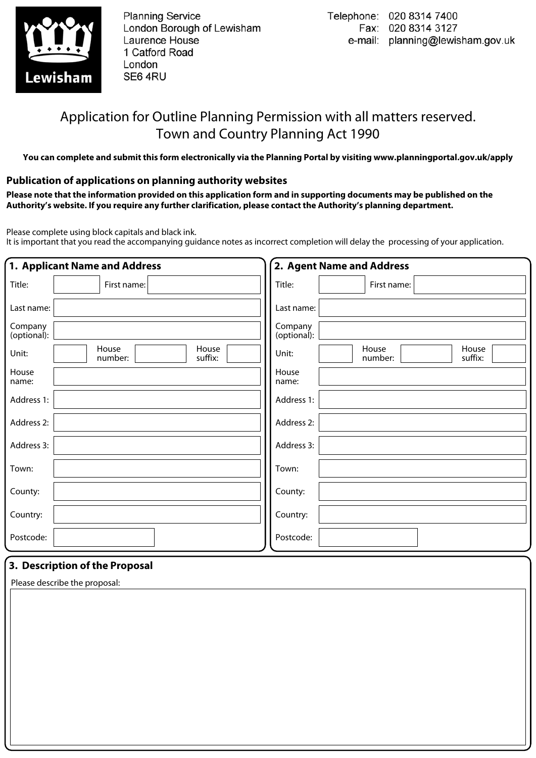Planning Service
London Borough of Lewisham
Laurence House
1 Catford Road
London
SE6 4RU

Telephone: 020 8314 7400
Fax: 020 8314 3127
e-mail: planning@lewisham.gov.uk

# Application for Outline Planning Permission with all matters reserved. Town and Country Planning Act 1990

**You can complete and submit this form electronically via the Planning Portal by visiting www.planningportal.gov.uk/apply**

## Publication of applications on planning authority websites

**Please note that the information provided on this application form and in supporting documents may be published on the Authority's website. If you require any further clarification, please contact the Authority's planning department.**

Please complete using block capitals and black ink.
It is important that you read the accompanying guidance notes as incorrect completion will delay the processing of your application.

## 1. Applicant Name and Address

Title: | First name:
Last name:
Company (optional):
Unit: | House number: | House suffix:
House name:
Address 1:
Address 2:
Address 3:
Town:
County:
Country:
Postcode:

## 2. Agent Name and Address

Title: | First name:
Last name:
Company (optional):
Unit: | House number: | House suffix:
House name:
Address 1:
Address 2:
Address 3:
Town:
County:
Country:
Postcode:

## 3. Description of the Proposal

Please describe the proposal: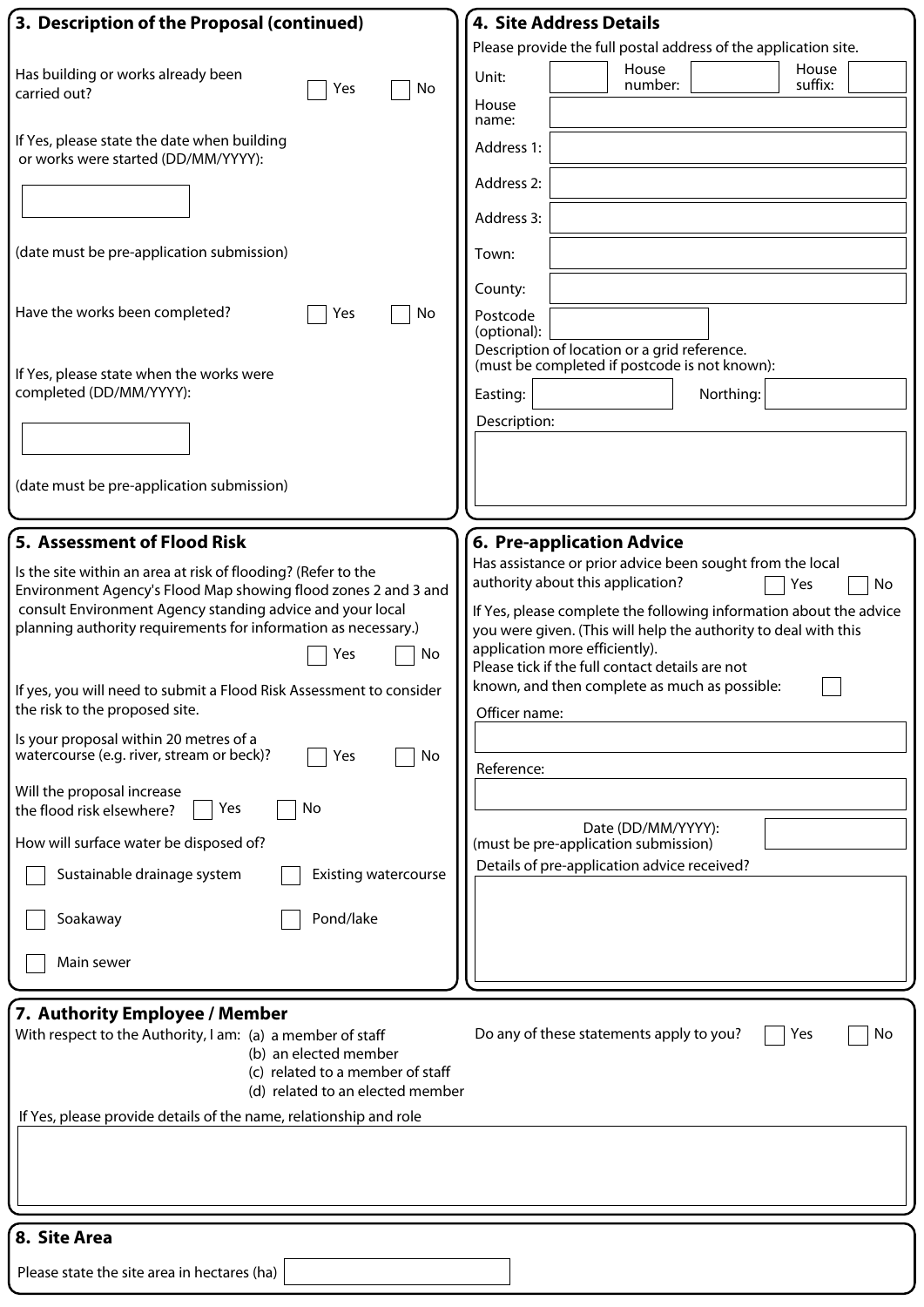## 3. Description of the Proposal (continued)

Has building or works already been carried out? ☐ Yes ☐ No

If Yes, please state the date when building or works were started (DD/MM/YYYY):

(date must be pre-application submission)

Have the works been completed? ☐ Yes ☐ No

If Yes, please state when the works were completed (DD/MM/YYYY):

(date must be pre-application submission)

## 4. Site Address Details

Please provide the full postal address of the application site.

Unit:

House number:

House suffix:

House name:

Address 1:

Address 2:

Address 3:

Town:

County:

Postcode (optional):

Description of location or a grid reference.
(must be completed if postcode is not known):

Easting:

Northing:

Description:

## 5. Assessment of Flood Risk

Is the site within an area at risk of flooding? (Refer to the Environment Agency's Flood Map showing flood zones 2 and 3 and consult Environment Agency standing advice and your local planning authority requirements for information as necessary.) ☐ Yes ☐ No

If yes, you will need to submit a Flood Risk Assessment to consider the risk to the proposed site.

Is your proposal within 20 metres of a watercourse (e.g. river, stream or beck)? ☐ Yes ☐ No

Will the proposal increase the flood risk elsewhere? ☐ Yes ☐ No

How will surface water be disposed of?

- ☐ Sustainable drainage system
- ☐ Existing watercourse
- ☐ Soakaway
- ☐ Pond/lake
- ☐ Main sewer

## 6. Pre-application Advice

Has assistance or prior advice been sought from the local authority about this application? ☐ Yes ☐ No

If Yes, please complete the following information about the advice you were given. (This will help the authority to deal with this application more efficiently).

Please tick if the full contact details are not known, and then complete as much as possible: ☐

Officer name:

Reference:

Date (DD/MM/YYYY):
(must be pre-application submission)

Details of pre-application advice received?

## 7. Authority Employee / Member

With respect to the Authority, I am:
- (a) a member of staff
- (b) an elected member
- (c) related to a member of staff
- (d) related to an elected member

Do any of these statements apply to you? ☐ Yes ☐ No

If Yes, please provide details of the name, relationship and role

## 8. Site Area

Please state the site area in hectares (ha)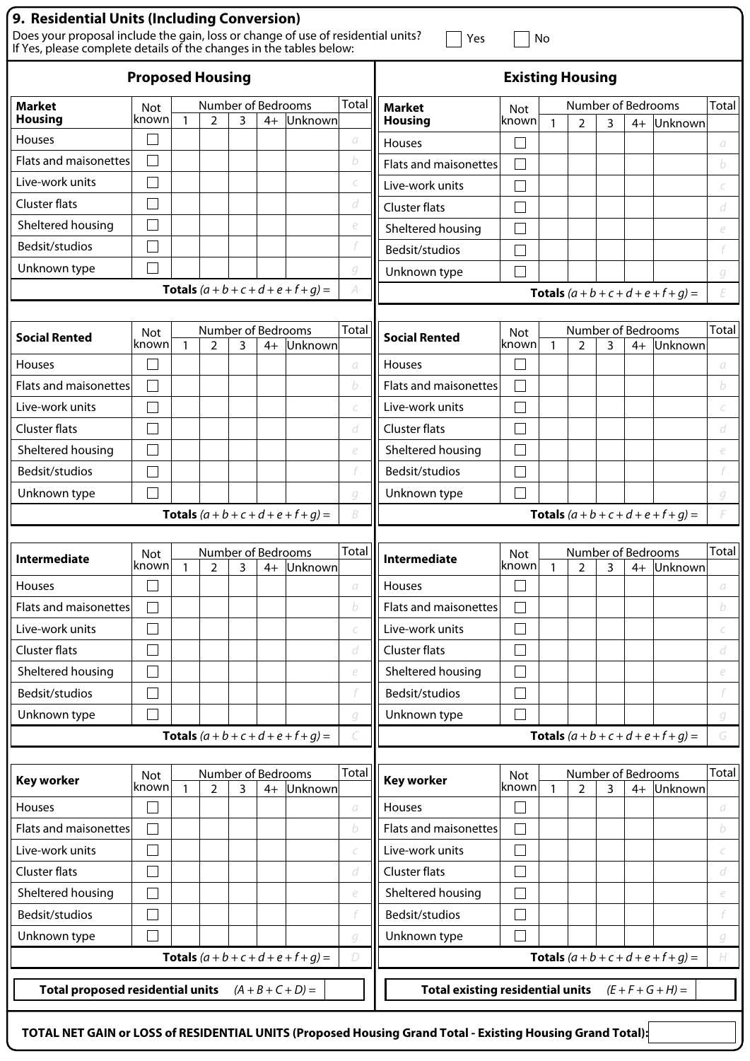## 9. Residential Units (Including Conversion)

Does your proposal include the gain, loss or change of use of residential units? ☐ Yes ☐ No
If Yes, please complete details of the changes in the tables below:

### Proposed Housing

| Market Housing | Not known | Number of Bedrooms | | | | | Total |
|---|---|---|---|---|---|---|---|
| | | 1 | 2 | 3 | 4+ | Unknown | |
| Houses | ☐ | | | | | | a |
| Flats and maisonettes | ☐ | | | | | | b |
| Live-work units | ☐ | | | | | | c |
| Cluster flats | ☐ | | | | | | d |
| Sheltered housing | ☐ | | | | | | e |
| Bedsit/studios | ☐ | | | | | | f |
| Unknown type | ☐ | | | | | | g |
| **Totals** $(a + b + c + d + e + f + g) =$ | | | | | | | A |

| Social Rented | Not known | Number of Bedrooms | | | | | Total |
|---|---|---|---|---|---|---|---|
| | | 1 | 2 | 3 | 4+ | Unknown | |
| Houses | ☐ | | | | | | a |
| Flats and maisonettes | ☐ | | | | | | b |
| Live-work units | ☐ | | | | | | c |
| Cluster flats | ☐ | | | | | | d |
| Sheltered housing | ☐ | | | | | | e |
| Bedsit/studios | ☐ | | | | | | f |
| Unknown type | ☐ | | | | | | g |
| **Totals** $(a + b + c + d + e + f + g) =$ | | | | | | | B |

| Intermediate | Not known | Number of Bedrooms | | | | | Total |
|---|---|---|---|---|---|---|---|
| | | 1 | 2 | 3 | 4+ | Unknown | |
| Houses | ☐ | | | | | | a |
| Flats and maisonettes | ☐ | | | | | | b |
| Live-work units | ☐ | | | | | | c |
| Cluster flats | ☐ | | | | | | d |
| Sheltered housing | ☐ | | | | | | e |
| Bedsit/studios | ☐ | | | | | | f |
| Unknown type | ☐ | | | | | | g |
| **Totals** $(a + b + c + d + e + f + g) =$ | | | | | | | C |

| Key worker | Not known | Number of Bedrooms | | | | | Total |
|---|---|---|---|---|---|---|---|
| | | 1 | 2 | 3 | 4+ | Unknown | |
| Houses | ☐ | | | | | | a |
| Flats and maisonettes | ☐ | | | | | | b |
| Live-work units | ☐ | | | | | | c |
| Cluster flats | ☐ | | | | | | d |
| Sheltered housing | ☐ | | | | | | e |
| Bedsit/studios | ☐ | | | | | | f |
| Unknown type | ☐ | | | | | | g |
| **Totals** $(a + b + c + d + e + f + g) =$ | | | | | | | D |

**Total proposed residential units** $(A + B + C + D) =$

### Existing Housing

| Market Housing | Not known | Number of Bedrooms | | | | | Total |
|---|---|---|---|---|---|---|---|
| | | 1 | 2 | 3 | 4+ | Unknown | |
| Houses | ☐ | | | | | | a |
| Flats and maisonettes | ☐ | | | | | | b |
| Live-work units | ☐ | | | | | | c |
| Cluster flats | ☐ | | | | | | d |
| Sheltered housing | ☐ | | | | | | e |
| Bedsit/studios | ☐ | | | | | | f |
| Unknown type | ☐ | | | | | | g |
| **Totals** $(a + b + c + d + e + f + g) =$ | | | | | | | E |

| Social Rented | Not known | Number of Bedrooms | | | | | Total |
|---|---|---|---|---|---|---|---|
| | | 1 | 2 | 3 | 4+ | Unknown | |
| Houses | ☐ | | | | | | a |
| Flats and maisonettes | ☐ | | | | | | b |
| Live-work units | ☐ | | | | | | c |
| Cluster flats | ☐ | | | | | | d |
| Sheltered housing | ☐ | | | | | | e |
| Bedsit/studios | ☐ | | | | | | f |
| Unknown type | ☐ | | | | | | g |
| **Totals** $(a + b + c + d + e + f + g) =$ | | | | | | | F |

| Intermediate | Not known | Number of Bedrooms | | | | | Total |
|---|---|---|---|---|---|---|---|
| | | 1 | 2 | 3 | 4+ | Unknown | |
| Houses | ☐ | | | | | | a |
| Flats and maisonettes | ☐ | | | | | | b |
| Live-work units | ☐ | | | | | | c |
| Cluster flats | ☐ | | | | | | d |
| Sheltered housing | ☐ | | | | | | e |
| Bedsit/studios | ☐ | | | | | | f |
| Unknown type | ☐ | | | | | | g |
| **Totals** $(a + b + c + d + e + f + g) =$ | | | | | | | G |

| Key worker | Not known | Number of Bedrooms | | | | | Total |
|---|---|---|---|---|---|---|---|
| | | 1 | 2 | 3 | 4+ | Unknown | |
| Houses | ☐ | | | | | | a |
| Flats and maisonettes | ☐ | | | | | | b |
| Live-work units | ☐ | | | | | | c |
| Cluster flats | ☐ | | | | | | d |
| Sheltered housing | ☐ | | | | | | e |
| Bedsit/studios | ☐ | | | | | | f |
| Unknown type | ☐ | | | | | | g |
| **Totals** $(a + b + c + d + e + f + g) =$ | | | | | | | H |

**Total existing residential units** $(E + F + G + H) =$

**TOTAL NET GAIN or LOSS of RESIDENTIAL UNITS (Proposed Housing Grand Total - Existing Housing Grand Total):**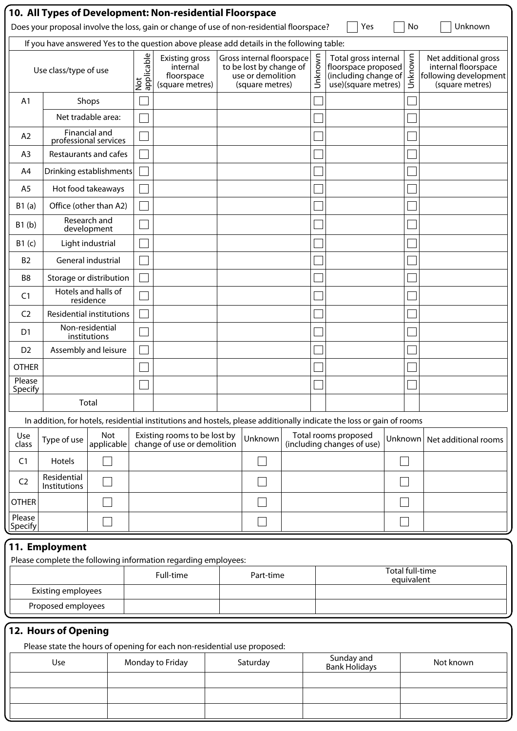## 10. All Types of Development: Non-residential Floorspace

Does your proposal involve the loss, gain or change of use of non-residential floorspace? ☐ Yes ☐ No ☐ Unknown

If you have answered Yes to the question above please add details in the following table:

| Use class/type of use | | Not applicable | Existing gross internal floorspace (square metres) | Gross internal floorspace to be lost by change of use or demolition (square metres) | Unknown | Total gross internal floorspace proposed (including change of use)(square metres) | Unknown | Net additional gross internal floorspace following development (square metres) |
|---|---|---|---|---|---|---|---|---|
| A1 | Shops | ☐ | | | ☐ | | ☐ | |
| | Net tradable area: | ☐ | | | ☐ | | ☐ | |
| A2 | Financial and professional services | ☐ | | | ☐ | | ☐ | |
| A3 | Restaurants and cafes | ☐ | | | ☐ | | ☐ | |
| A4 | Drinking establishments | ☐ | | | ☐ | | ☐ | |
| A5 | Hot food takeaways | ☐ | | | ☐ | | ☐ | |
| B1 (a) | Office (other than A2) | ☐ | | | ☐ | | ☐ | |
| B1 (b) | Research and development | ☐ | | | ☐ | | ☐ | |
| B1 (c) | Light industrial | ☐ | | | ☐ | | ☐ | |
| B2 | General industrial | ☐ | | | ☐ | | ☐ | |
| B8 | Storage or distribution | ☐ | | | ☐ | | ☐ | |
| C1 | Hotels and halls of residence | ☐ | | | ☐ | | ☐ | |
| C2 | Residential institutions | ☐ | | | ☐ | | ☐ | |
| D1 | Non-residential institutions | ☐ | | | ☐ | | ☐ | |
| D2 | Assembly and leisure | ☐ | | | ☐ | | ☐ | |
| OTHER | | ☐ | | | ☐ | | ☐ | |
| Please Specify | | ☐ | | | ☐ | | ☐ | |
| | Total | | | | | | | |

In addition, for hotels, residential institutions and hostels, please additionally indicate the loss or gain of rooms

| Use class | Type of use | Not applicable | Existing rooms to be lost by change of use or demolition | Unknown | Total rooms proposed (including changes of use) | Unknown | Net additional rooms |
|---|---|---|---|---|---|---|---|
| C1 | Hotels | ☐ | | ☐ | | ☐ | |
| C2 | Residential Institutions | ☐ | | ☐ | | ☐ | |
| OTHER | | ☐ | | ☐ | | ☐ | |
| Please Specify | | ☐ | | ☐ | | ☐ | |

## 11. Employment

Please complete the following information regarding employees:

| | Full-time | Part-time | Total full-time equivalent |
|---|---|---|---|
| Existing employees | | | |
| Proposed employees | | | |

## 12. Hours of Opening

Please state the hours of opening for each non-residential use proposed:

| Use | Monday to Friday | Saturday | Sunday and Bank Holidays | Not known |
|---|---|---|---|---|
| | | | | |
| | | | | |
| | | | | |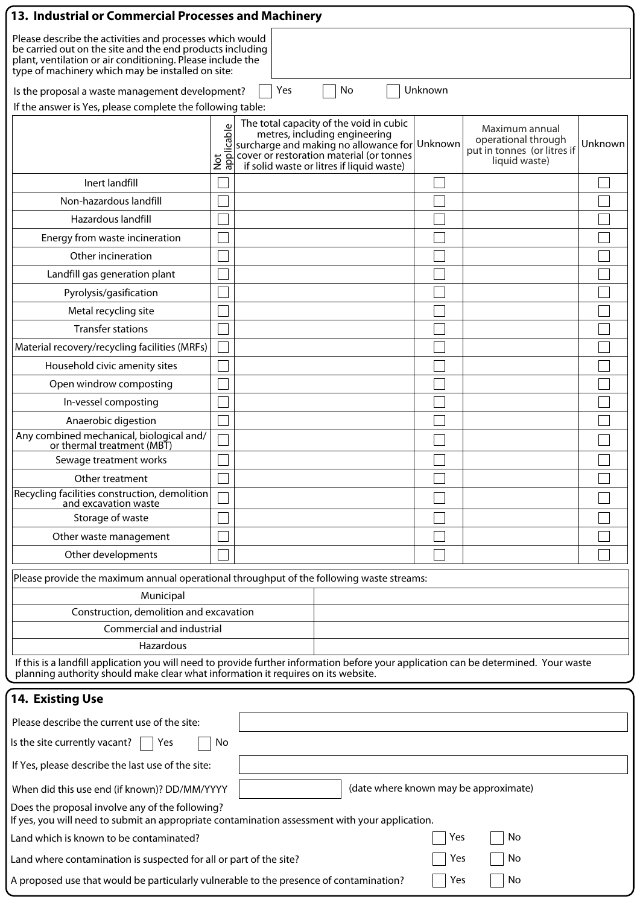## 13. Industrial or Commercial Processes and Machinery

Please describe the activities and processes which would be carried out on the site and the end products including plant, ventilation or air conditioning. Please include the type of machinery which may be installed on site:

Is the proposal a waste management development? ☐ Yes ☐ No ☐ Unknown

If the answer is Yes, please complete the following table:

| | Not applicable | The total capacity of the void in cubic metres, including engineering surcharge and making no allowance for cover or restoration material (or tonnes if solid waste or litres if liquid waste) | Unknown | Maximum annual operational through put in tonnes (or litres if liquid waste) | Unknown |
|---|---|---|---|---|---|
| Inert landfill | ☐ | | ☐ | | ☐ |
| Non-hazardous landfill | ☐ | | ☐ | | ☐ |
| Hazardous landfill | ☐ | | ☐ | | ☐ |
| Energy from waste incineration | ☐ | | ☐ | | ☐ |
| Other incineration | ☐ | | ☐ | | ☐ |
| Landfill gas generation plant | ☐ | | ☐ | | ☐ |
| Pyrolysis/gasification | ☐ | | ☐ | | ☐ |
| Metal recycling site | ☐ | | ☐ | | ☐ |
| Transfer stations | ☐ | | ☐ | | ☐ |
| Material recovery/recycling facilities (MRFs) | ☐ | | ☐ | | ☐ |
| Household civic amenity sites | ☐ | | ☐ | | ☐ |
| Open windrow composting | ☐ | | ☐ | | ☐ |
| In-vessel composting | ☐ | | ☐ | | ☐ |
| Anaerobic digestion | ☐ | | ☐ | | ☐ |
| Any combined mechanical, biological and/or thermal treatment (MBT) | ☐ | | ☐ | | ☐ |
| Sewage treatment works | ☐ | | ☐ | | ☐ |
| Other treatment | ☐ | | ☐ | | ☐ |
| Recycling facilities construction, demolition and excavation waste | ☐ | | ☐ | | ☐ |
| Storage of waste | ☐ | | ☐ | | ☐ |
| Other waste management | ☐ | | ☐ | | ☐ |
| Other developments | ☐ | | ☐ | | ☐ |

Please provide the maximum annual operational throughput of the following waste streams:

| | |
|---|---|
| Municipal | |
| Construction, demolition and excavation | |
| Commercial and industrial | |
| Hazardous | |

If this is a landfill application you will need to provide further information before your application can be determined. Your waste planning authority should make clear what information it requires on its website.

## 14. Existing Use

Please describe the current use of the site:

Is the site currently vacant? ☐ Yes ☐ No

If Yes, please describe the last use of the site:

When did this use end (if known)? DD/MM/YYYY (date where known may be approximate)

Does the proposal involve any of the following?
If yes, you will need to submit an appropriate contamination assessment with your application.

Land which is known to be contaminated? ☐ Yes ☐ No

Land where contamination is suspected for all or part of the site? ☐ Yes ☐ No

A proposed use that would be particularly vulnerable to the presence of contamination? ☐ Yes ☐ No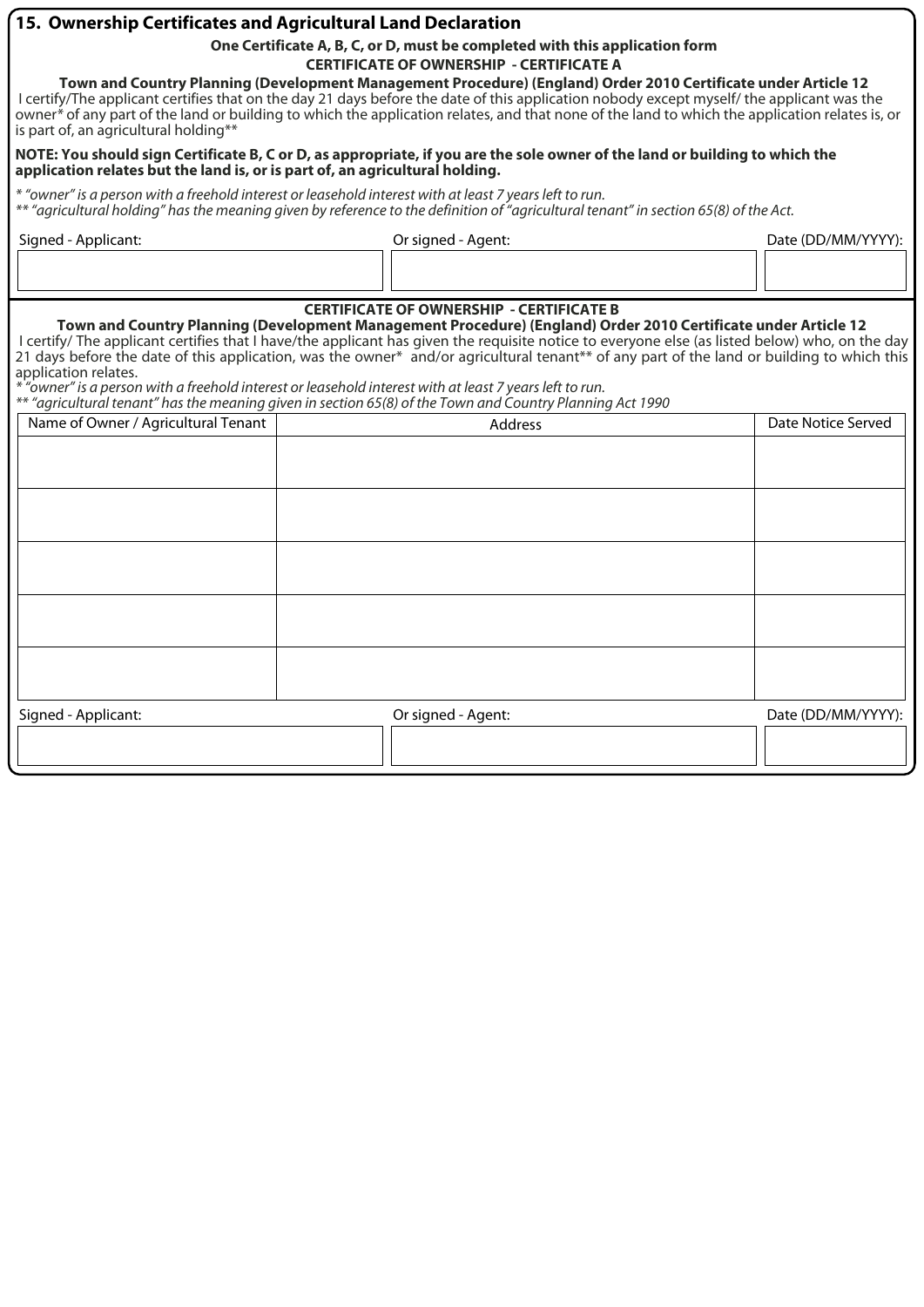## 15. Ownership Certificates and Agricultural Land Declaration

**One Certificate A, B, C, or D, must be completed with this application form**

**CERTIFICATE OF OWNERSHIP - CERTIFICATE A**

**Town and Country Planning (Development Management Procedure) (England) Order 2010 Certificate under Article 12**

I certify/The applicant certifies that on the day 21 days before the date of this application nobody except myself/ the applicant was the owner* of any part of the land or building to which the application relates, and that none of the land to which the application relates is, or is part of, an agricultural holding**

**NOTE: You should sign Certificate B, C or D, as appropriate, if you are the sole owner of the land or building to which the application relates but the land is, or is part of, an agricultural holding.**

*\* "owner" is a person with a freehold interest or leasehold interest with at least 7 years left to run.*
*\*\* "agricultural holding" has the meaning given by reference to the definition of "agricultural tenant" in section 65(8) of the Act.*

| Signed - Applicant: | Or signed - Agent: | Date (DD/MM/YYYY): |
| --- | --- | --- |
| | | |

**CERTIFICATE OF OWNERSHIP - CERTIFICATE B**

**Town and Country Planning (Development Management Procedure) (England) Order 2010 Certificate under Article 12**

I certify/ The applicant certifies that I have/the applicant has given the requisite notice to everyone else (as listed below) who, on the day 21 days before the date of this application, was the owner* and/or agricultural tenant** of any part of the land or building to which this application relates.

*\* "owner" is a person with a freehold interest or leasehold interest with at least 7 years left to run.*
*\*\* "agricultural tenant" has the meaning given in section 65(8) of the Town and Country Planning Act 1990*

| Name of Owner / Agricultural Tenant | Address | Date Notice Served |
| --- | --- | --- |
| | | |
| | | |
| | | |
| | | |
| | | |

| Signed - Applicant: | Or signed - Agent: | Date (DD/MM/YYYY): |
| --- | --- | --- |
| | | |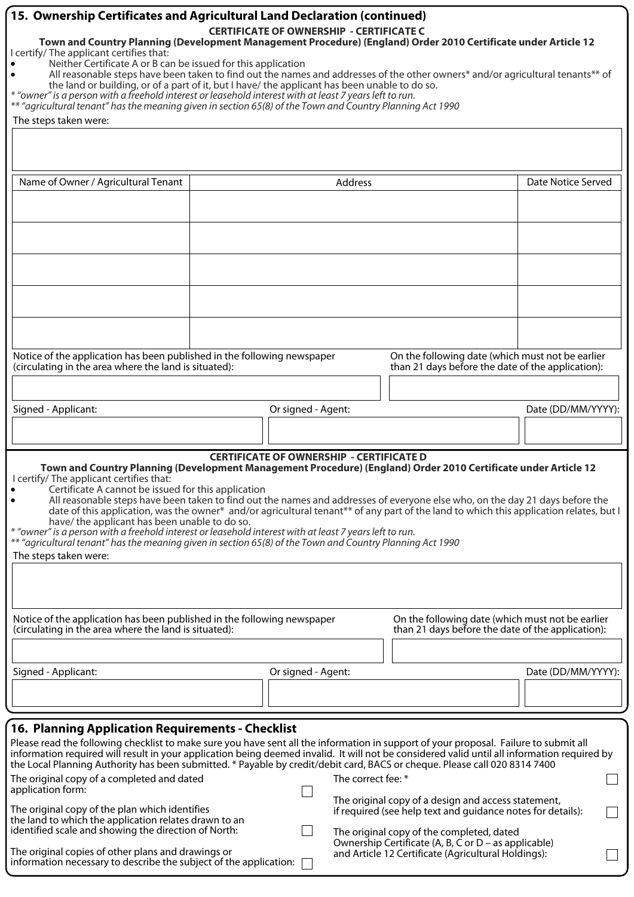## 15. Ownership Certificates and Agricultural Land Declaration (continued)

### CERTIFICATE OF OWNERSHIP - CERTIFICATE C

**Town and Country Planning (Development Management Procedure) (England) Order 2010 Certificate under Article 12**

I certify/ The applicant certifies that:

- Neither Certificate A or B can be issued for this application
- All reasonable steps have been taken to find out the names and addresses of the other owners* and/or agricultural tenants** of the land or building, or of a part of it, but I have/ the applicant has been unable to do so.

*\* "owner" is a person with a freehold interest or leasehold interest with at least 7 years left to run.*
*\*\* "agricultural tenant" has the meaning given in section 65(8) of the Town and Country Planning Act 1990*

The steps taken were:

| Name of Owner / Agricultural Tenant | Address | Date Notice Served |
|---|---|---|
| | | |
| | | |
| | | |
| | | |
| | | |

Notice of the application has been published in the following newspaper (circulating in the area where the land is situated):

On the following date (which must not be earlier than 21 days before the date of the application):

Signed - Applicant:

Or signed - Agent:

Date (DD/MM/YYYY):

### CERTIFICATE OF OWNERSHIP - CERTIFICATE D

**Town and Country Planning (Development Management Procedure) (England) Order 2010 Certificate under Article 12**

I certify/ The applicant certifies that:

- Certificate A cannot be issued for this application
- All reasonable steps have been taken to find out the names and addresses of everyone else who, on the day 21 days before the date of this application, was the owner* and/or agricultural tenant** of any part of the land to which this application relates, but I have/ the applicant has been unable to do so.

*\* "owner" is a person with a freehold interest or leasehold interest with at least 7 years left to run.*
*\*\* "agricultural tenant" has the meaning given in section 65(8) of the Town and Country Planning Act 1990*

The steps taken were:

Notice of the application has been published in the following newspaper (circulating in the area where the land is situated):

On the following date (which must not be earlier than 21 days before the date of the application):

Signed - Applicant:

Or signed - Agent:

Date (DD/MM/YYYY):

## 16. Planning Application Requirements - Checklist

Please read the following checklist to make sure you have sent all the information in support of your proposal. Failure to submit all information required will result in your application being deemed invalid. It will not be considered valid until all information required by the Local Planning Authority has been submitted. * Payable by credit/debit card, BACS or cheque. Please call 020 8314 7400

- ☐ The original copy of a completed and dated application form:
- ☐ The original copy of the plan which identifies the land to which the application relates drawn to an identified scale and showing the direction of North:
- ☐ The original copies of other plans and drawings or information necessary to describe the subject of the application:
- ☐ The correct fee: *
- ☐ The original copy of a design and access statement, if required (see help text and guidance notes for details):
- ☐ The original copy of the completed, dated Ownership Certificate (A, B, C or D – as applicable) and Article 12 Certificate (Agricultural Holdings):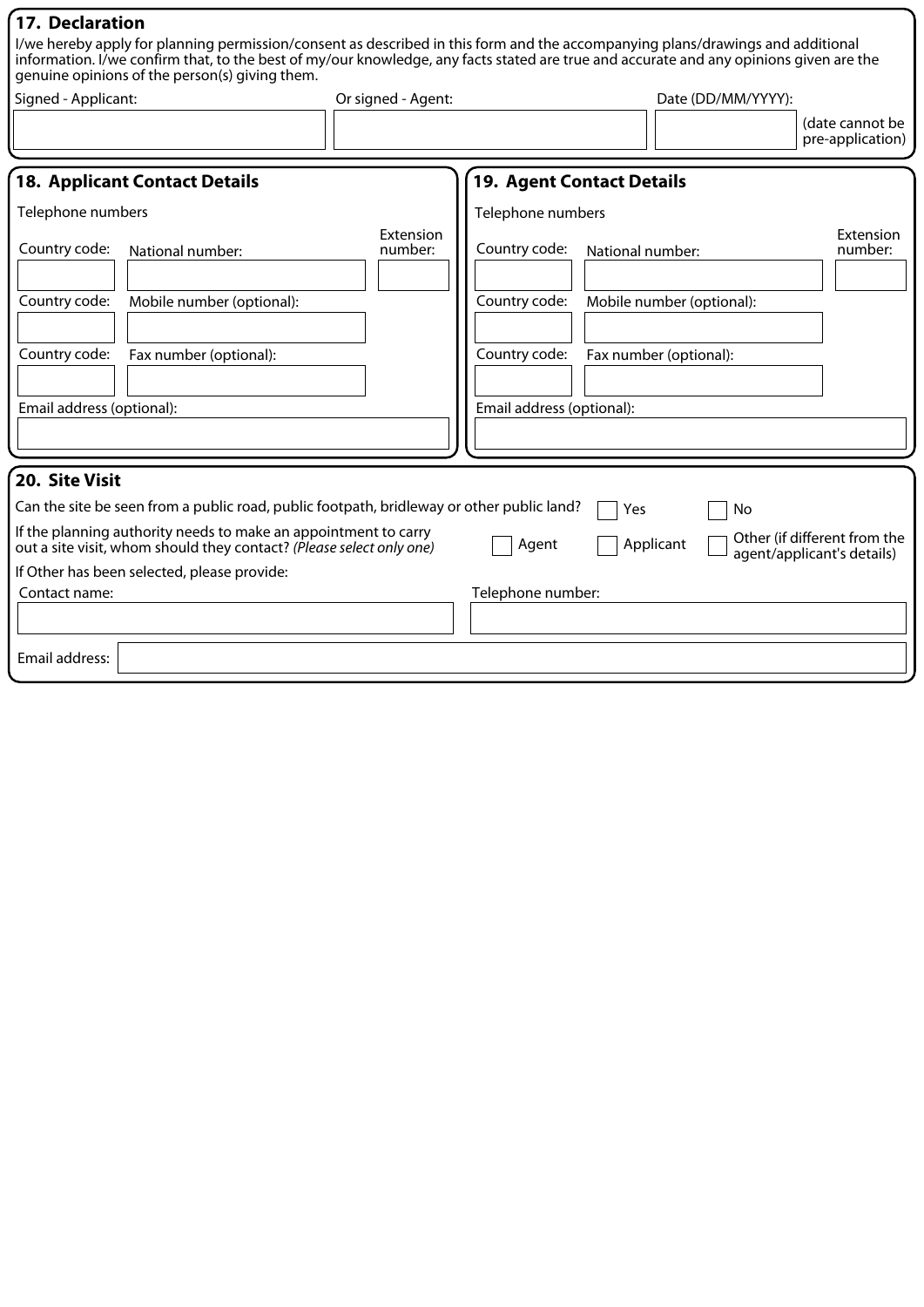## 17. Declaration

I/we hereby apply for planning permission/consent as described in this form and the accompanying plans/drawings and additional information. I/we confirm that, to the best of my/our knowledge, any facts stated are true and accurate and any opinions given are the genuine opinions of the person(s) giving them.

| Signed - Applicant: | Or signed - Agent: | Date (DD/MM/YYYY): |
|---|---|---|
| | | (date cannot be pre-application) |

## 18. Applicant Contact Details

Telephone numbers

| Country code: | National number: | Extension number: |
|---|---|---|
| | | |

| Country code: | Mobile number (optional): |
|---|---|
| | |

| Country code: | Fax number (optional): |
|---|---|
| | |

Email address (optional):

## 19. Agent Contact Details

Telephone numbers

| Country code: | National number: | Extension number: |
|---|---|---|
| | | |

| Country code: | Mobile number (optional): |
|---|---|
| | |

| Country code: | Fax number (optional): |
|---|---|
| | |

Email address (optional):

## 20. Site Visit

Can the site be seen from a public road, public footpath, bridleway or other public land? ☐ Yes ☐ No

If the planning authority needs to make an appointment to carry out a site visit, whom should they contact? *(Please select only one)* ☐ Agent ☐ Applicant ☐ Other (if different from the agent/applicant's details)

If Other has been selected, please provide:

| Contact name: | Telephone number: |
|---|---|
| | |

Email address: